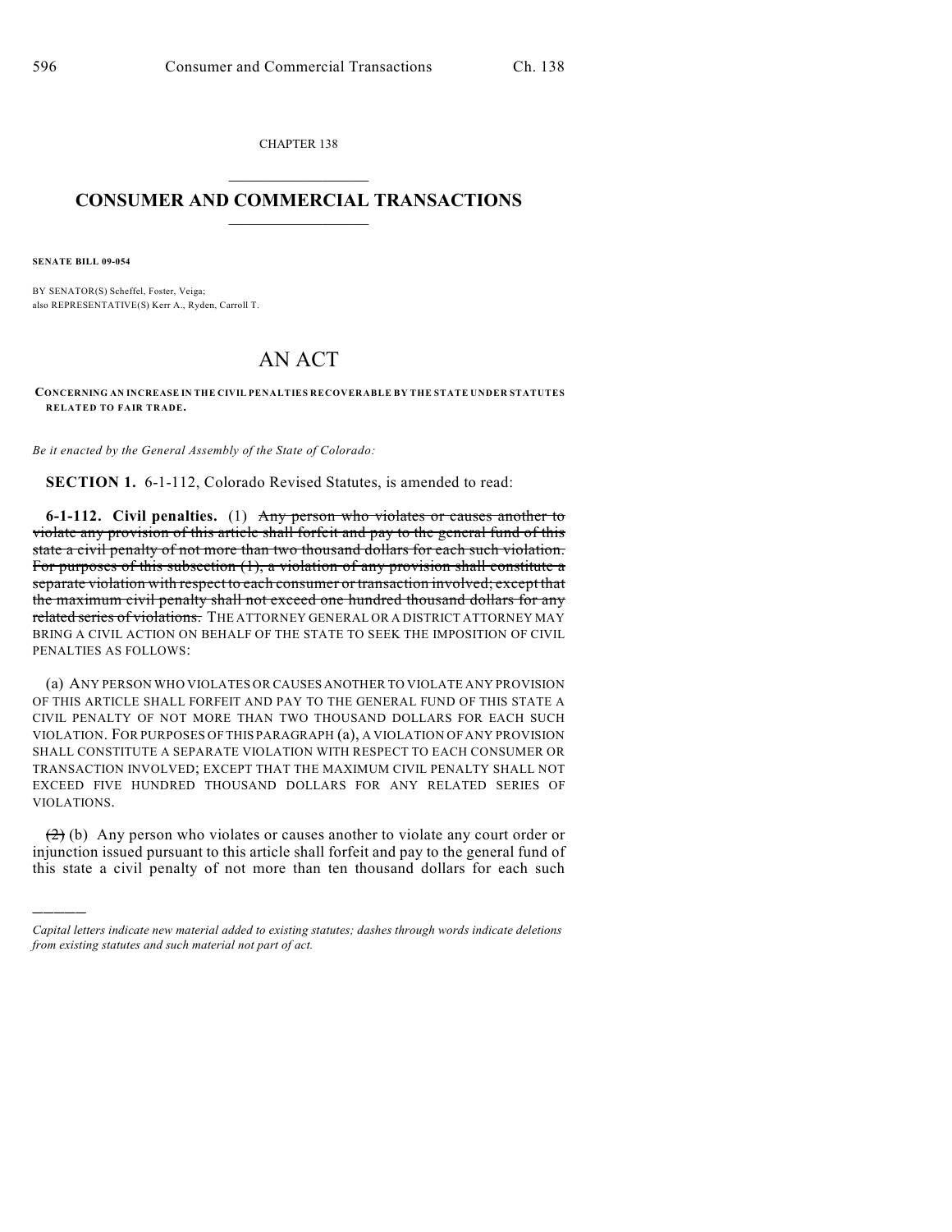CHAPTER 138

# CONSUMER AND COMMERCIAL TRANSACTIONS

**SENATE BILL 09-054**

BY SENATOR(S) Scheffel, Foster, Veiga;
also REPRESENTATIVE(S) Kerr A., Ryden, Carroll T.

# AN ACT

**CONCERNING AN INCREASE IN THE CIVIL PENALTIES RECOVERABLE BY THE STATE UNDER STATUTES RELATED TO FAIR TRADE.**

*Be it enacted by the General Assembly of the State of Colorado:*

**SECTION 1.** 6-1-112, Colorado Revised Statutes, is amended to read:

**6-1-112. Civil penalties.** (1) ~~Any person who violates or causes another to violate any provision of this article shall forfeit and pay to the general fund of this state a civil penalty of not more than two thousand dollars for each such violation. For purposes of this subsection (1), a violation of any provision shall constitute a separate violation with respect to each consumer or transaction involved; except that the maximum civil penalty shall not exceed one hundred thousand dollars for any related series of violations.~~ THE ATTORNEY GENERAL OR A DISTRICT ATTORNEY MAY BRING A CIVIL ACTION ON BEHALF OF THE STATE TO SEEK THE IMPOSITION OF CIVIL PENALTIES AS FOLLOWS:

(a) ANY PERSON WHO VIOLATES OR CAUSES ANOTHER TO VIOLATE ANY PROVISION OF THIS ARTICLE SHALL FORFEIT AND PAY TO THE GENERAL FUND OF THIS STATE A CIVIL PENALTY OF NOT MORE THAN TWO THOUSAND DOLLARS FOR EACH SUCH VIOLATION. FOR PURPOSES OF THIS PARAGRAPH (a), A VIOLATION OF ANY PROVISION SHALL CONSTITUTE A SEPARATE VIOLATION WITH RESPECT TO EACH CONSUMER OR TRANSACTION INVOLVED; EXCEPT THAT THE MAXIMUM CIVIL PENALTY SHALL NOT EXCEED FIVE HUNDRED THOUSAND DOLLARS FOR ANY RELATED SERIES OF VIOLATIONS.

~~(2)~~ (b) Any person who violates or causes another to violate any court order or injunction issued pursuant to this article shall forfeit and pay to the general fund of this state a civil penalty of not more than ten thousand dollars for each such

*Capital letters indicate new material added to existing statutes; dashes through words indicate deletions from existing statutes and such material not part of act.*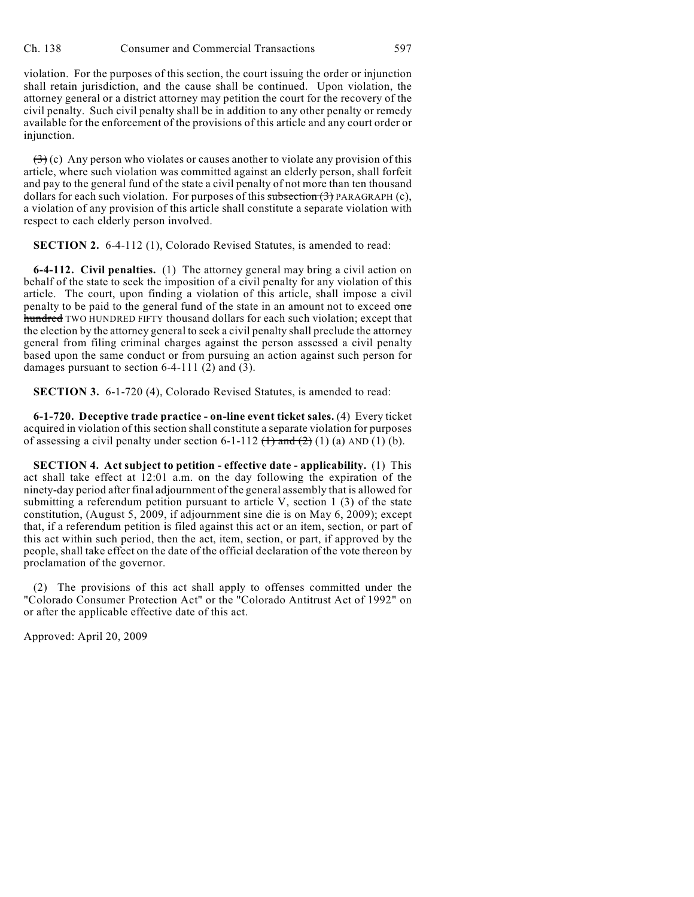violation. For the purposes of this section, the court issuing the order or injunction shall retain jurisdiction, and the cause shall be continued. Upon violation, the attorney general or a district attorney may petition the court for the recovery of the civil penalty. Such civil penalty shall be in addition to any other penalty or remedy available for the enforcement of the provisions of this article and any court order or injunction.

~~(3)~~ (c) Any person who violates or causes another to violate any provision of this article, where such violation was committed against an elderly person, shall forfeit and pay to the general fund of the state a civil penalty of not more than ten thousand dollars for each such violation. For purposes of this ~~subsection (3)~~ PARAGRAPH (c), a violation of any provision of this article shall constitute a separate violation with respect to each elderly person involved.

**SECTION 2.** 6-4-112 (1), Colorado Revised Statutes, is amended to read:

**6-4-112. Civil penalties.** (1) The attorney general may bring a civil action on behalf of the state to seek the imposition of a civil penalty for any violation of this article. The court, upon finding a violation of this article, shall impose a civil penalty to be paid to the general fund of the state in an amount not to exceed ~~one hundred~~ TWO HUNDRED FIFTY thousand dollars for each such violation; except that the election by the attorney general to seek a civil penalty shall preclude the attorney general from filing criminal charges against the person assessed a civil penalty based upon the same conduct or from pursuing an action against such person for damages pursuant to section 6-4-111 (2) and (3).

**SECTION 3.** 6-1-720 (4), Colorado Revised Statutes, is amended to read:

**6-1-720. Deceptive trade practice - on-line event ticket sales.** (4) Every ticket acquired in violation of this section shall constitute a separate violation for purposes of assessing a civil penalty under section 6-1-112 ~~(1) and (2)~~ (1) (a) AND (1) (b).

**SECTION 4. Act subject to petition - effective date - applicability.** (1) This act shall take effect at 12:01 a.m. on the day following the expiration of the ninety-day period after final adjournment of the general assembly that is allowed for submitting a referendum petition pursuant to article V, section 1 (3) of the state constitution, (August 5, 2009, if adjournment sine die is on May 6, 2009); except that, if a referendum petition is filed against this act or an item, section, or part of this act within such period, then the act, item, section, or part, if approved by the people, shall take effect on the date of the official declaration of the vote thereon by proclamation of the governor.

(2) The provisions of this act shall apply to offenses committed under the "Colorado Consumer Protection Act" or the "Colorado Antitrust Act of 1992" on or after the applicable effective date of this act.

Approved: April 20, 2009